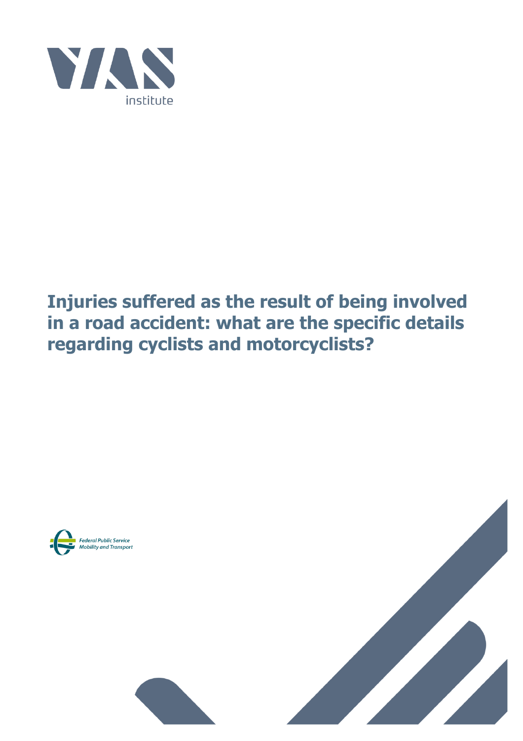VIAS institute

# Injuries suffered as the result of being involved in a road accident: what are the specific details regarding cyclists and motorcyclists?

Federal Public Service Mobility and Transport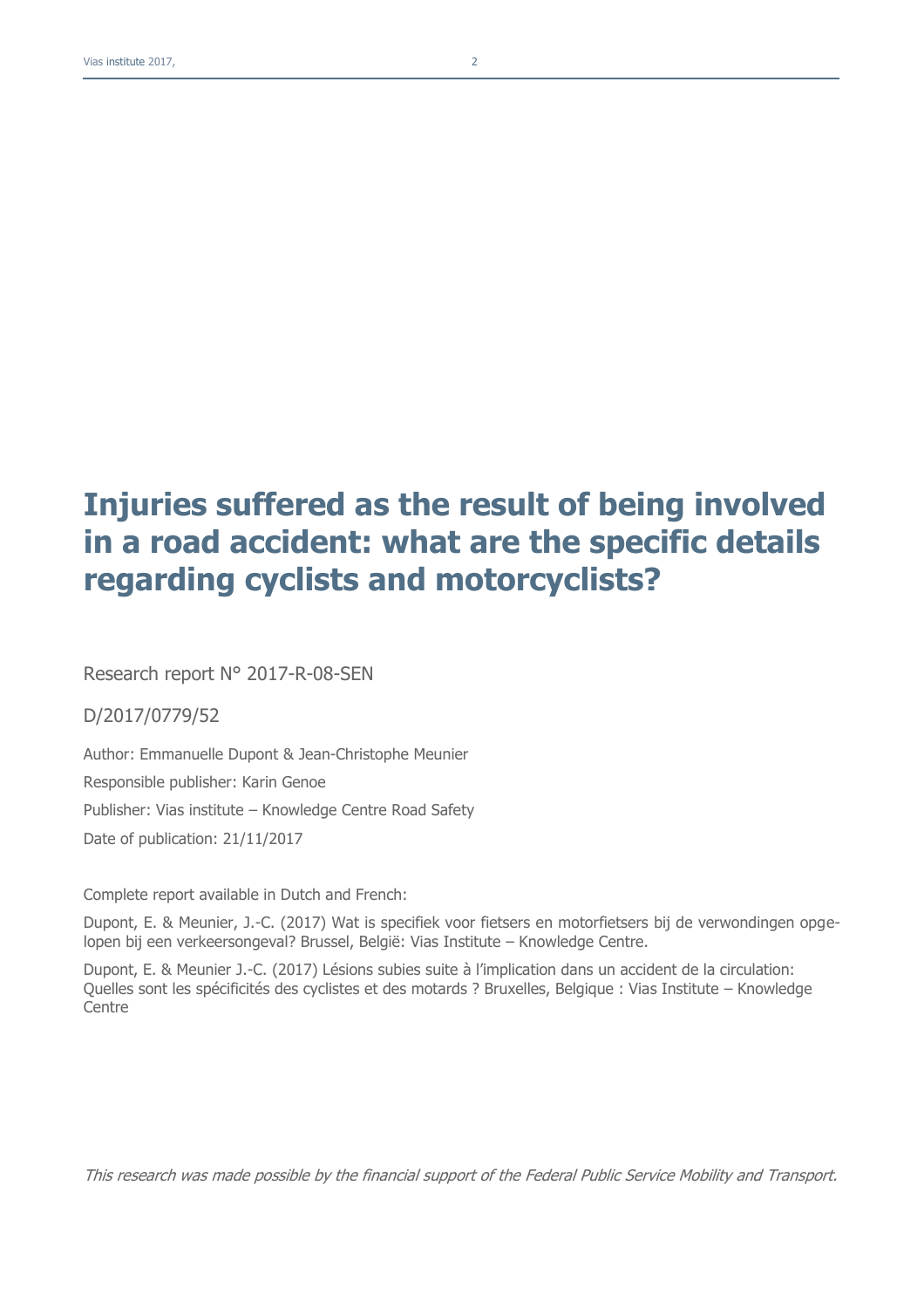# Injuries suffered as the result of being involved in a road accident: what are the specific details regarding cyclists and motorcyclists?

Research report N° 2017-R-08-SEN

D/2017/0779/52

Author: Emmanuelle Dupont & Jean-Christophe Meunier

Responsible publisher: Karin Genoe

Publisher: Vias institute – Knowledge Centre Road Safety

Date of publication: 21/11/2017

Complete report available in Dutch and French:

Dupont, E. & Meunier, J.-C. (2017) Wat is specifiek voor fietsers en motorfietsers bij de verwondingen opgelopen bij een verkeersongeval? Brussel, België: Vias Institute – Knowledge Centre.

Dupont, E. & Meunier J.-C. (2017) Lésions subies suite à l'implication dans un accident de la circulation: Quelles sont les spécificités des cyclistes et des motards ? Bruxelles, Belgique : Vias Institute – Knowledge Centre

*This research was made possible by the financial support of the Federal Public Service Mobility and Transport.*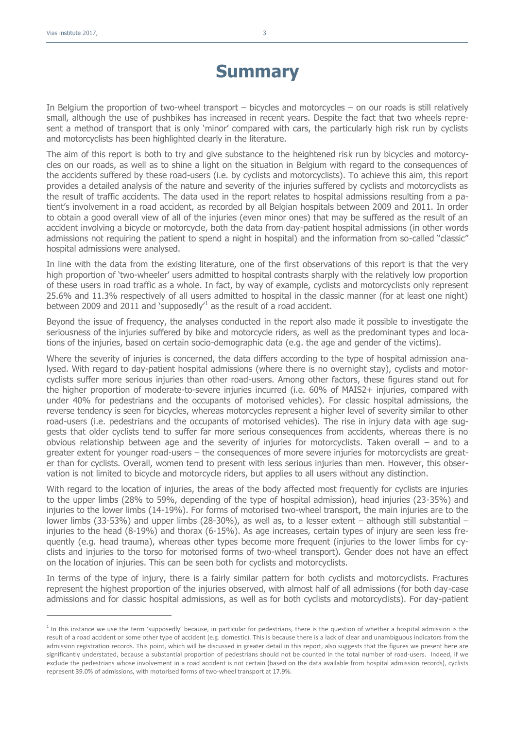# Summary

In Belgium the proportion of two-wheel transport – bicycles and motorcycles – on our roads is still relatively small, although the use of pushbikes has increased in recent years. Despite the fact that two wheels represent a method of transport that is only 'minor' compared with cars, the particularly high risk run by cyclists and motorcyclists has been highlighted clearly in the literature.

The aim of this report is both to try and give substance to the heightened risk run by bicycles and motorcycles on our roads, as well as to shine a light on the situation in Belgium with regard to the consequences of the accidents suffered by these road-users (i.e. by cyclists and motorcyclists). To achieve this aim, this report provides a detailed analysis of the nature and severity of the injuries suffered by cyclists and motorcyclists as the result of traffic accidents. The data used in the report relates to hospital admissions resulting from a patient's involvement in a road accident, as recorded by all Belgian hospitals between 2009 and 2011. In order to obtain a good overall view of all of the injuries (even minor ones) that may be suffered as the result of an accident involving a bicycle or motorcycle, both the data from day-patient hospital admissions (in other words admissions not requiring the patient to spend a night in hospital) and the information from so-called "classic" hospital admissions were analysed.

In line with the data from the existing literature, one of the first observations of this report is that the very high proportion of 'two-wheeler' users admitted to hospital contrasts sharply with the relatively low proportion of these users in road traffic as a whole. In fact, by way of example, cyclists and motorcyclists only represent 25.6% and 11.3% respectively of all users admitted to hospital in the classic manner (for at least one night) between 2009 and 2011 and 'supposedly'[1] as the result of a road accident.

Beyond the issue of frequency, the analyses conducted in the report also made it possible to investigate the seriousness of the injuries suffered by bike and motorcycle riders, as well as the predominant types and locations of the injuries, based on certain socio-demographic data (e.g. the age and gender of the victims).

Where the severity of injuries is concerned, the data differs according to the type of hospital admission analysed. With regard to day-patient hospital admissions (where there is no overnight stay), cyclists and motorcyclists suffer more serious injuries than other road-users. Among other factors, these figures stand out for the higher proportion of moderate-to-severe injuries incurred (i.e. 60% of MAIS2+ injuries, compared with under 40% for pedestrians and the occupants of motorised vehicles). For classic hospital admissions, the reverse tendency is seen for bicycles, whereas motorcycles represent a higher level of severity similar to other road-users (i.e. pedestrians and the occupants of motorised vehicles). The rise in injury data with age suggests that older cyclists tend to suffer far more serious consequences from accidents, whereas there is no obvious relationship between age and the severity of injuries for motorcyclists. Taken overall – and to a greater extent for younger road-users – the consequences of more severe injuries for motorcyclists are greater than for cyclists. Overall, women tend to present with less serious injuries than men. However, this observation is not limited to bicycle and motorcycle riders, but applies to all users without any distinction.

With regard to the location of injuries, the areas of the body affected most frequently for cyclists are injuries to the upper limbs (28% to 59%, depending of the type of hospital admission), head injuries (23-35%) and injuries to the lower limbs (14-19%). For forms of motorised two-wheel transport, the main injuries are to the lower limbs (33-53%) and upper limbs (28-30%), as well as, to a lesser extent – although still substantial – injuries to the head (8-19%) and thorax (6-15%). As age increases, certain types of injury are seen less frequently (e.g. head trauma), whereas other types become more frequent (injuries to the lower limbs for cyclists and injuries to the torso for motorised forms of two-wheel transport). Gender does not have an effect on the location of injuries. This can be seen both for cyclists and motorcyclists.

In terms of the type of injury, there is a fairly similar pattern for both cyclists and motorcyclists. Fractures represent the highest proportion of the injuries observed, with almost half of all admissions (for both day-case admissions and for classic hospital admissions, as well as for both cyclists and motorcyclists). For day-patient

[1] In this instance we use the term 'supposedly' because, in particular for pedestrians, there is the question of whether a hospital admission is the result of a road accident or some other type of accident (e.g. domestic). This is because there is a lack of clear and unambiguous indicators from the admission registration records. This point, which will be discussed in greater detail in this report, also suggests that the figures we present here are significantly understated, because a substantial proportion of pedestrians should not be counted in the total number of road-users. Indeed, if we exclude the pedestrians whose involvement in a road accident is not certain (based on the data available from hospital admission records), cyclists represent 39.0% of admissions, with motorised forms of two-wheel transport at 17.9%.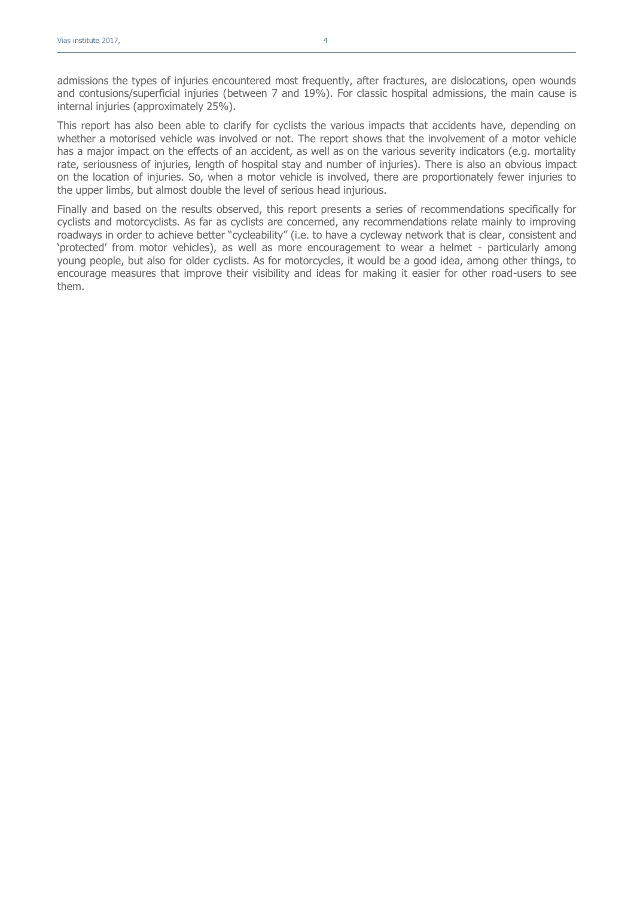admissions the types of injuries encountered most frequently, after fractures, are dislocations, open wounds and contusions/superficial injuries (between 7 and 19%). For classic hospital admissions, the main cause is internal injuries (approximately 25%).

This report has also been able to clarify for cyclists the various impacts that accidents have, depending on whether a motorised vehicle was involved or not. The report shows that the involvement of a motor vehicle has a major impact on the effects of an accident, as well as on the various severity indicators (e.g. mortality rate, seriousness of injuries, length of hospital stay and number of injuries). There is also an obvious impact on the location of injuries. So, when a motor vehicle is involved, there are proportionately fewer injuries to the upper limbs, but almost double the level of serious head injurious.

Finally and based on the results observed, this report presents a series of recommendations specifically for cyclists and motorcyclists. As far as cyclists are concerned, any recommendations relate mainly to improving roadways in order to achieve better "cycleability" (i.e. to have a cycleway network that is clear, consistent and 'protected' from motor vehicles), as well as more encouragement to wear a helmet - particularly among young people, but also for older cyclists. As for motorcycles, it would be a good idea, among other things, to encourage measures that improve their visibility and ideas for making it easier for other road-users to see them.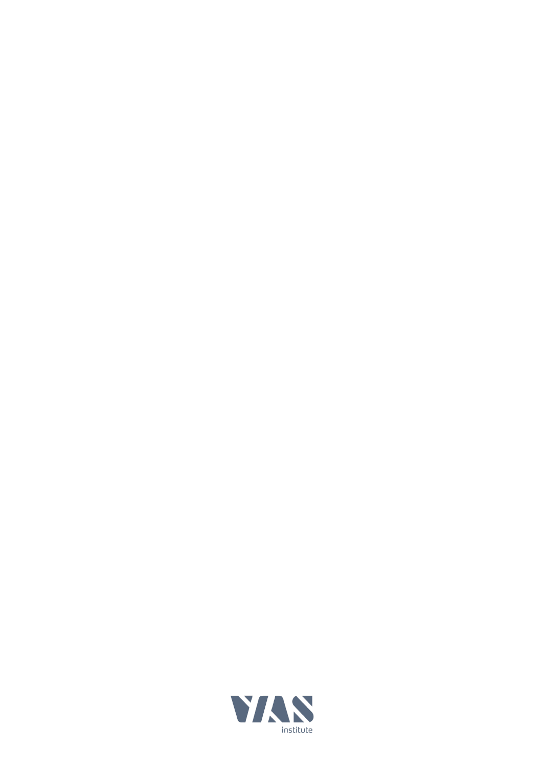YAS institute